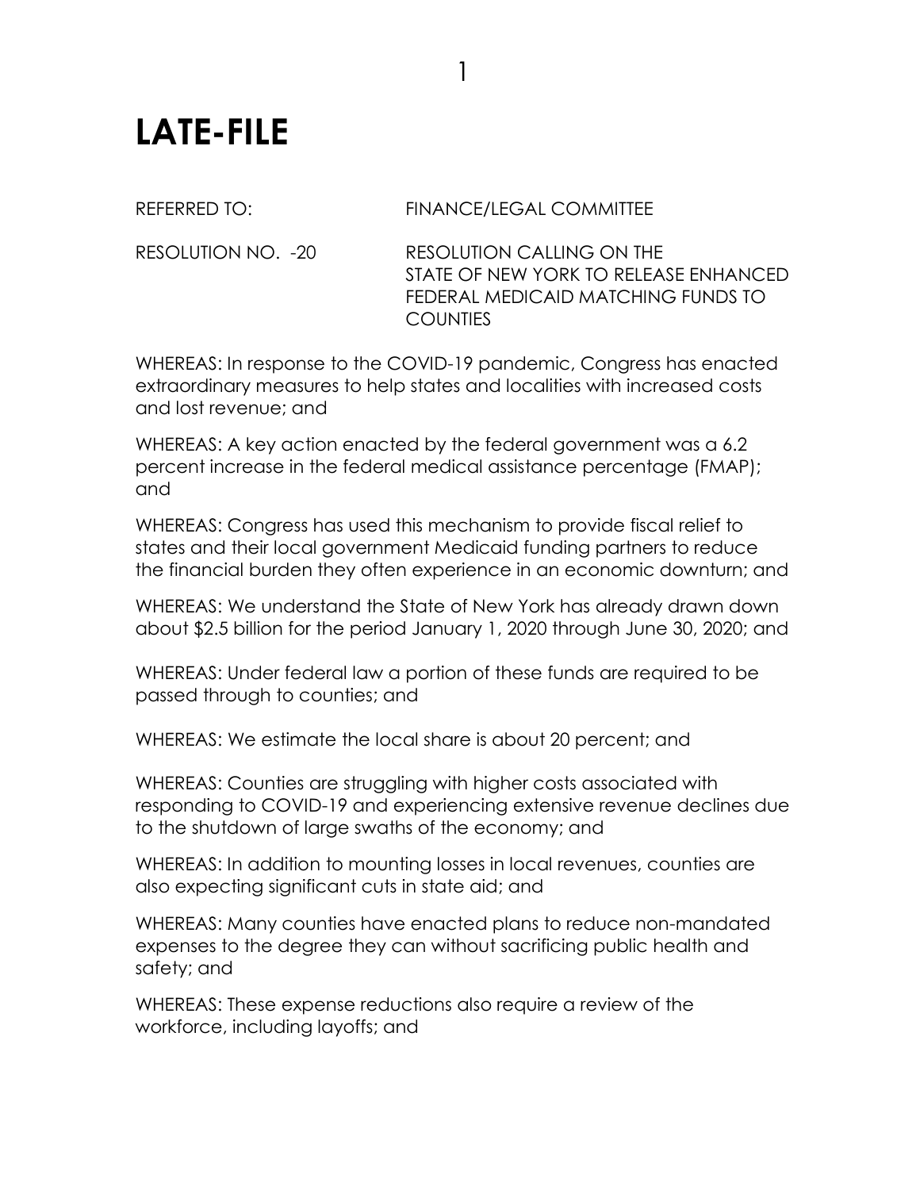# LATE-FILE

REFERRED TO: FINANCE/LEGAL COMMITTEE

RESOLUTION NO. -20 RESOLUTION CALLING ON THE STATE OF NEW YORK TO RELEASE ENHANCED FEDERAL MEDICAID MATCHING FUNDS TO COUNTIES

WHEREAS: In response to the COVID-19 pandemic, Congress has enacted extraordinary measures to help states and localities with increased costs and lost revenue; and

WHEREAS: A key action enacted by the federal government was a 6.2 percent increase in the federal medical assistance percentage (FMAP); and

WHEREAS: Congress has used this mechanism to provide fiscal relief to states and their local government Medicaid funding partners to reduce the financial burden they often experience in an economic downturn; and

WHEREAS: We understand the State of New York has already drawn down about $2.5 billion for the period January 1, 2020 through June 30, 2020; and

WHEREAS: Under federal law a portion of these funds are required to be passed through to counties; and

WHEREAS: We estimate the local share is about 20 percent; and

WHEREAS: Counties are struggling with higher costs associated with responding to COVID-19 and experiencing extensive revenue declines due to the shutdown of large swaths of the economy; and

WHEREAS: In addition to mounting losses in local revenues, counties are also expecting significant cuts in state aid; and

WHEREAS: Many counties have enacted plans to reduce non-mandated expenses to the degree they can without sacrificing public health and safety; and

WHEREAS: These expense reductions also require a review of the workforce, including layoffs; and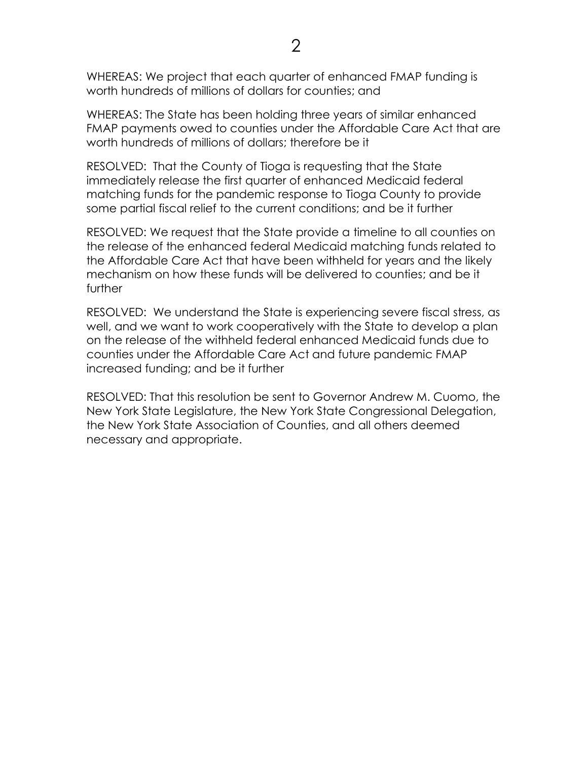WHEREAS: We project that each quarter of enhanced FMAP funding is worth hundreds of millions of dollars for counties; and

WHEREAS: The State has been holding three years of similar enhanced FMAP payments owed to counties under the Affordable Care Act that are worth hundreds of millions of dollars; therefore be it

RESOLVED: That the County of Tioga is requesting that the State immediately release the first quarter of enhanced Medicaid federal matching funds for the pandemic response to Tioga County to provide some partial fiscal relief to the current conditions; and be it further

RESOLVED: We request that the State provide a timeline to all counties on the release of the enhanced federal Medicaid matching funds related to the Affordable Care Act that have been withheld for years and the likely mechanism on how these funds will be delivered to counties; and be it further

RESOLVED: We understand the State is experiencing severe fiscal stress, as well, and we want to work cooperatively with the State to develop a plan on the release of the withheld federal enhanced Medicaid funds due to counties under the Affordable Care Act and future pandemic FMAP increased funding; and be it further

RESOLVED: That this resolution be sent to Governor Andrew M. Cuomo, the New York State Legislature, the New York State Congressional Delegation, the New York State Association of Counties, and all others deemed necessary and appropriate.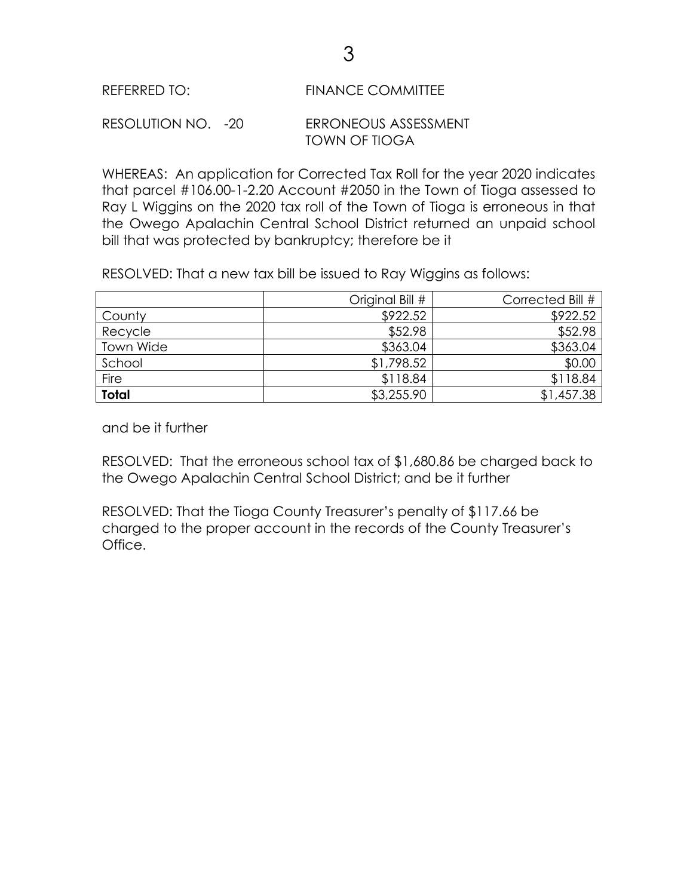REFERRED TO: FINANCE COMMITTEE

RESOLUTION NO. -20 ERRONEOUS ASSESSMENT TOWN OF TIOGA

WHEREAS: An application for Corrected Tax Roll for the year 2020 indicates that parcel #106.00-1-2.20 Account #2050 in the Town of Tioga assessed to Ray L Wiggins on the 2020 tax roll of the Town of Tioga is erroneous in that the Owego Apalachin Central School District returned an unpaid school bill that was protected by bankruptcy; therefore be it

RESOLVED: That a new tax bill be issued to Ray Wiggins as follows:

| | Original Bill # | Corrected Bill # |
|---|---|---|
| County | $922.52 | $922.52 |
| Recycle | $52.98 | $52.98 |
| Town Wide | $363.04 | $363.04 |
| School | $1,798.52 | $0.00 |
| Fire | $118.84 | $118.84 |
| **Total** | $3,255.90 | $1,457.38 |

and be it further

RESOLVED: That the erroneous school tax of $1,680.86 be charged back to the Owego Apalachin Central School District; and be it further

RESOLVED: That the Tioga County Treasurer's penalty of $117.66 be charged to the proper account in the records of the County Treasurer's Office.